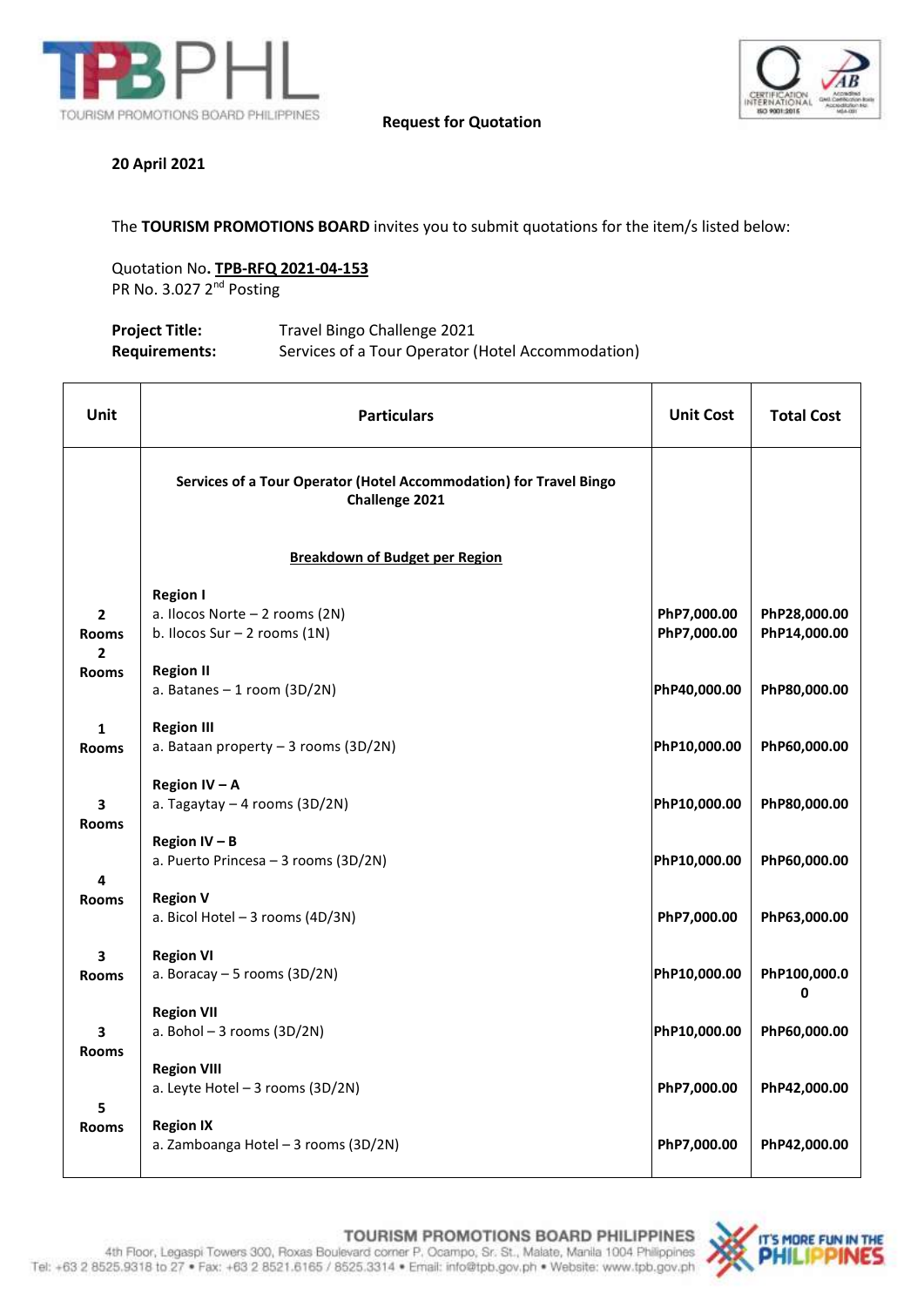**Request for Quotation**

**20 April 2021**

The **TOURISM PROMOTIONS BOARD** invites you to submit quotations for the item/s listed below:

Quotation No**. TPB-RFQ 2021-04-153**
PR No. 3.027 2nd Posting

| | |
|---|---|
| **Project Title:** | Travel Bingo Challenge 2021 |
| **Requirements:** | Services of a Tour Operator (Hotel Accommodation) |

| Unit | Particulars | Unit Cost | Total Cost |
|---|---|---|---|
| | **Services of a Tour Operator (Hotel Accommodation) for Travel Bingo Challenge 2021** | | |
| | **Breakdown of Budget per Region** | | |
| | **Region I** | | |
| 2 Rooms | a. Ilocos Norte – 2 rooms (2N) | **PhP7,000.00** | **PhP28,000.00** |
| | b. Ilocos Sur – 2 rooms (1N) | **PhP7,000.00** | **PhP14,000.00** |
| | **Region II** | | |
| 2 Rooms | a. Batanes – 1 room (3D/2N) | **PhP40,000.00** | **PhP80,000.00** |
| | **Region III** | | |
| 1 Rooms | a. Bataan property – 3 rooms (3D/2N) | **PhP10,000.00** | **PhP60,000.00** |
| | **Region IV – A** | | |
| 3 Rooms | a. Tagaytay – 4 rooms (3D/2N) | **PhP10,000.00** | **PhP80,000.00** |
| | **Region IV – B** | | |
| | a. Puerto Princesa – 3 rooms (3D/2N) | **PhP10,000.00** | **PhP60,000.00** |
| | **Region V** | | |
| 4 Rooms | a. Bicol Hotel – 3 rooms (4D/3N) | **PhP7,000.00** | **PhP63,000.00** |
| | **Region VI** | | |
| 3 Rooms | a. Boracay – 5 rooms (3D/2N) | **PhP10,000.00** | **PhP100,000.00** |
| | **Region VII** | | |
| 3 Rooms | a. Bohol – 3 rooms (3D/2N) | **PhP10,000.00** | **PhP60,000.00** |
| | **Region VIII** | | |
| | a. Leyte Hotel – 3 rooms (3D/2N) | **PhP7,000.00** | **PhP42,000.00** |
| | **Region IX** | | |
| 5 Rooms | a. Zamboanga Hotel – 3 rooms (3D/2N) | **PhP7,000.00** | **PhP42,000.00** |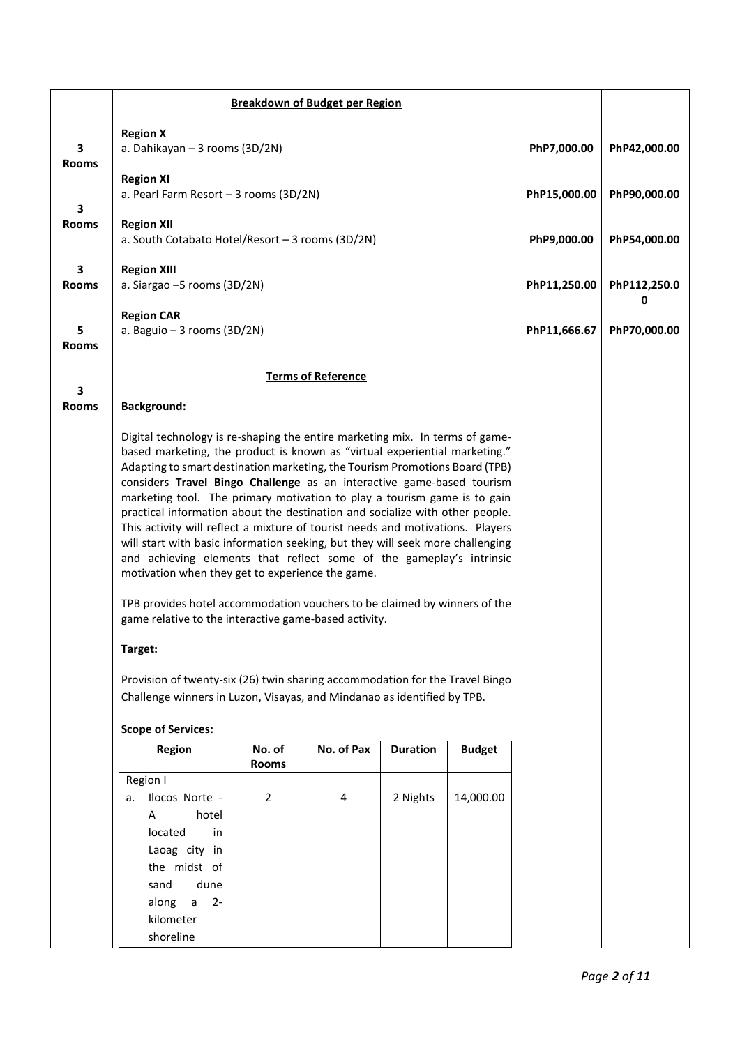| | **Breakdown of Budget per Region** | | |
|---|---|---|---|
| 3 Rooms | **Region X**<br>a. Dahikayan – 3 rooms (3D/2N) | PhP7,000.00 | PhP42,000.00 |
| 3 Rooms | **Region XI**<br>a. Pearl Farm Resort – 3 rooms (3D/2N) | PhP15,000.00 | PhP90,000.00 |
| 3 Rooms | **Region XII**<br>a. South Cotabato Hotel/Resort – 3 rooms (3D/2N) | PhP9,000.00 | PhP54,000.00 |
| 5 Rooms | **Region XIII**<br>a. Siargao –5 rooms (3D/2N) | PhP11,250.00 | PhP112,250.00 |
| 3 Rooms | **Region CAR**<br>a. Baguio – 3 rooms (3D/2N) | PhP11,666.67 | PhP70,000.00 |

**Terms of Reference**

**Background:**

Digital technology is re-shaping the entire marketing mix. In terms of game-based marketing, the product is known as "virtual experiential marketing." Adapting to smart destination marketing, the Tourism Promotions Board (TPB) considers **Travel Bingo Challenge** as an interactive game-based tourism marketing tool. The primary motivation to play a tourism game is to gain practical information about the destination and socialize with other people. This activity will reflect a mixture of tourist needs and motivations. Players will start with basic information seeking, but they will seek more challenging and achieving elements that reflect some of the gameplay's intrinsic motivation when they get to experience the game.

TPB provides hotel accommodation vouchers to be claimed by winners of the game relative to the interactive game-based activity.

**Target:**

Provision of twenty-six (26) twin sharing accommodation for the Travel Bingo Challenge winners in Luzon, Visayas, and Mindanao as identified by TPB.

**Scope of Services:**

| Region | No. of Rooms | No. of Pax | Duration | Budget |
|---|---|---|---|---|
| Region I | | | | |
| a. Ilocos Norte - A hotel located in Laoag city in the midst of sand dune along a 2-kilometer shoreline | 2 | 4 | 2 Nights | 14,000.00 |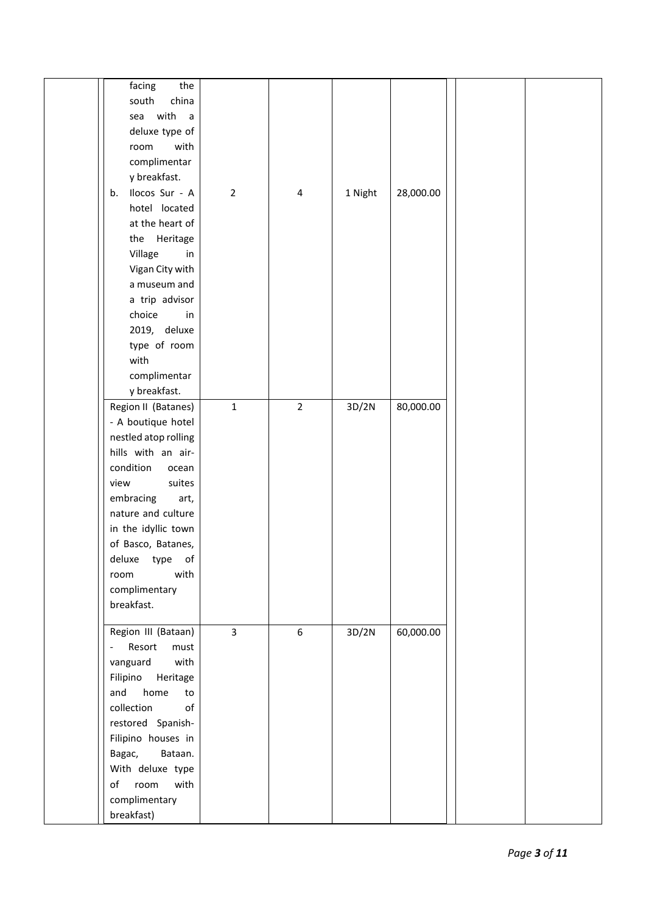| | | | | | | | |
|---|---|---|---|---|---|---|---|
| | facing the south china sea with a deluxe type of room with complimentary breakfast. | | | | | | |
| | b. Ilocos Sur - A hotel located at the heart of the Heritage Village in Vigan City with a museum and a trip advisor choice in 2019, deluxe type of room with complimentary breakfast. | 2 | 4 | 1 Night | 28,000.00 | | |
| | Region II (Batanes) - A boutique hotel nestled atop rolling hills with an air-condition ocean view suites embracing art, nature and culture in the idyllic town of Basco, Batanes, deluxe type of room with complimentary breakfast. | 1 | 2 | 3D/2N | 80,000.00 | | |
| | Region III (Bataan) - Resort must vanguard with Filipino Heritage and home to collection of restored Spanish-Filipino houses in Bagac, Bataan. With deluxe type of room with complimentary breakfast) | 3 | 6 | 3D/2N | 60,000.00 | | |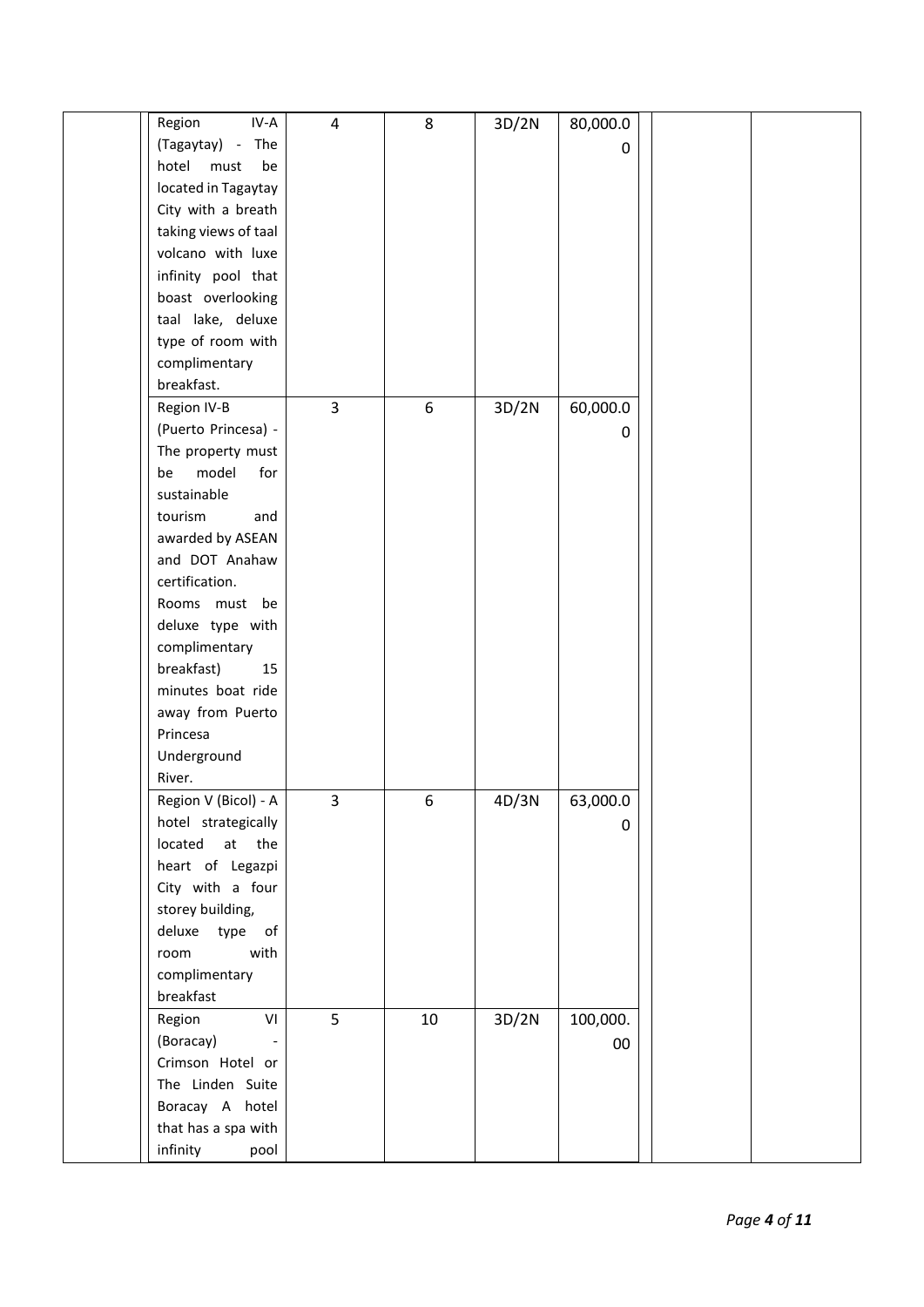| | | | | | | | |
|---|---|---|---|---|---|---|---|
| | Region IV-A (Tagaytay) - The hotel must be located in Tagaytay City with a breath taking views of taal volcano with luxe infinity pool that boast overlooking taal lake, deluxe type of room with complimentary breakfast. | 4 | 8 | 3D/2N | 80,000.00 | | |
| | Region IV-B (Puerto Princesa) - The property must be model for sustainable tourism and awarded by ASEAN and DOT Anahaw certification. Rooms must be deluxe type with complimentary breakfast) 15 minutes boat ride away from Puerto Princesa Underground River. | 3 | 6 | 3D/2N | 60,000.00 | | |
| | Region V (Bicol) - A hotel strategically located at the heart of Legazpi City with a four storey building, deluxe type of room with complimentary breakfast | 3 | 6 | 4D/3N | 63,000.00 | | |
| | Region VI (Boracay) - Crimson Hotel or The Linden Suite Boracay A hotel that has a spa with infinity pool | 5 | 10 | 3D/2N | 100,000.00 | | |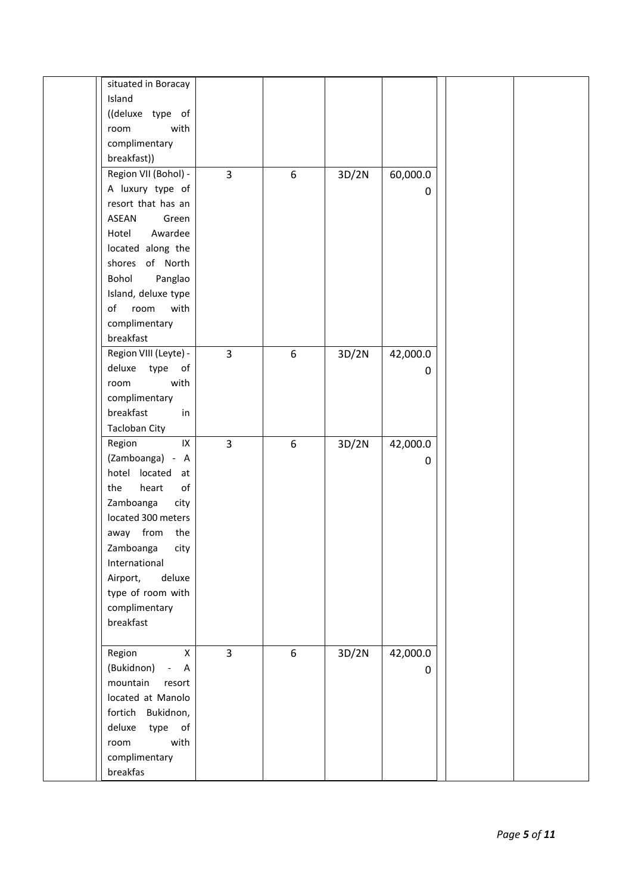| | | | | | | | |
|---|---|---|---|---|---|---|---|
| | situated in Boracay Island ((deluxe type of room with complimentary breakfast)) | | | | | | |
| | Region VII (Bohol) - A luxury type of resort that has an ASEAN Green Hotel Awardee located along the shores of North Bohol Panglao Island, deluxe type of room with complimentary breakfast | 3 | 6 | 3D/2N | 60,000.00 | | |
| | Region VIII (Leyte) - deluxe type of room with complimentary breakfast in Tacloban City | 3 | 6 | 3D/2N | 42,000.00 | | |
| | Region IX (Zamboanga) - A hotel located at the heart of Zamboanga city located 300 meters away from the Zamboanga city International Airport, deluxe type of room with complimentary breakfast | 3 | 6 | 3D/2N | 42,000.00 | | |
| | Region X (Bukidnon) - A mountain resort located at Manolo fortich Bukidnon, deluxe type of room with complimentary breakfas | 3 | 6 | 3D/2N | 42,000.00 | | |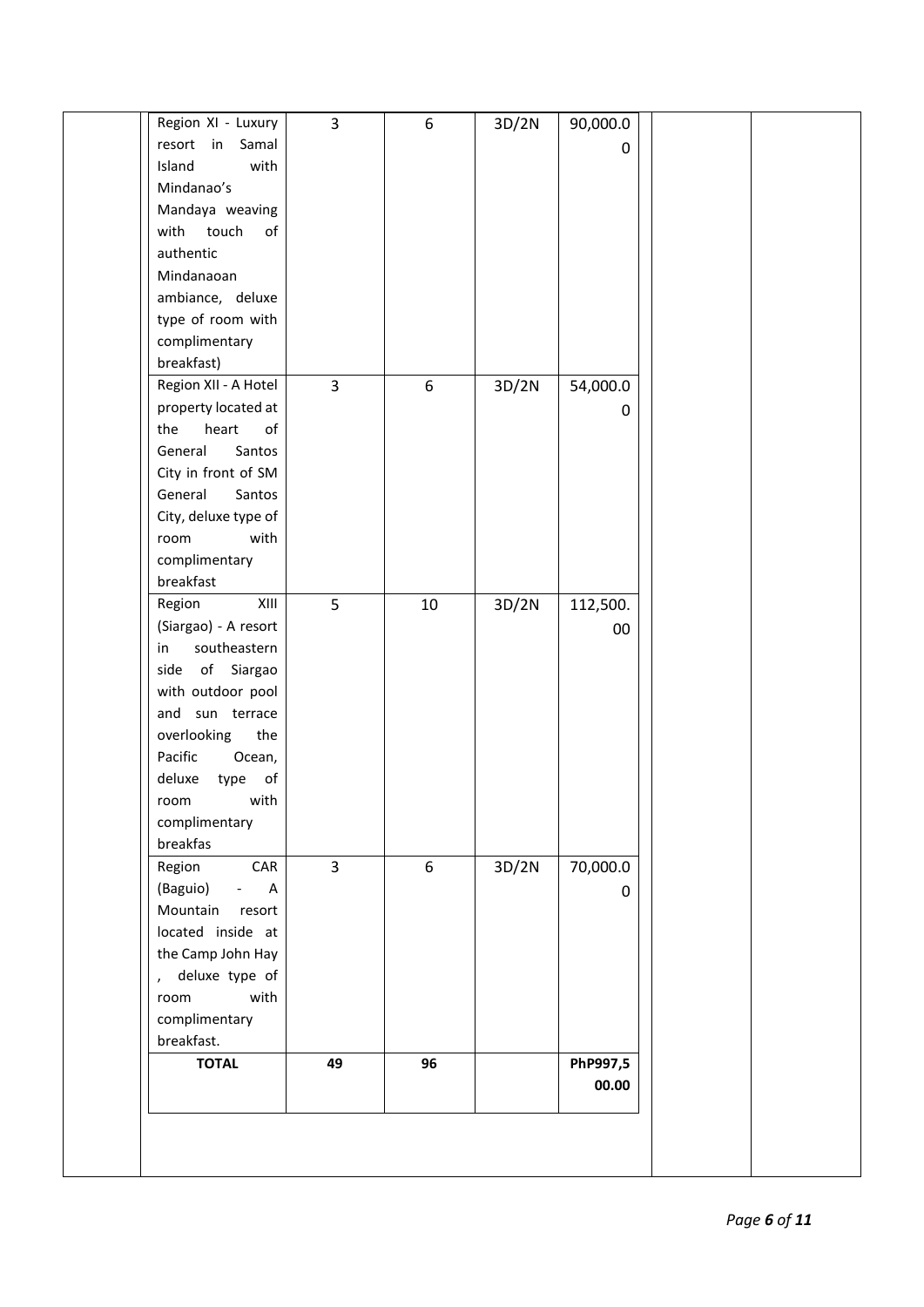| | | | | | | | |
|---|---|---|---|---|---|---|---|
| | Region XI - Luxury resort in Samal Island with Mindanao's Mandaya weaving with touch of authentic Mindanaoan ambiance, deluxe type of room with complimentary breakfast) | 3 | 6 | 3D/2N | 90,000.00 | | |
| | Region XII - A Hotel property located at the heart of General Santos City in front of SM General Santos City, deluxe type of room with complimentary breakfast | 3 | 6 | 3D/2N | 54,000.00 | | |
| | Region XIII (Siargao) - A resort in southeastern side of Siargao with outdoor pool and sun terrace overlooking the Pacific Ocean, deluxe type of room with complimentary breakfas | 5 | 10 | 3D/2N | 112,500.00 | | |
| | Region CAR (Baguio) - A Mountain resort located inside at the Camp John Hay , deluxe type of room with complimentary breakfast. | 3 | 6 | 3D/2N | 70,000.00 | | |
| | **TOTAL** | **49** | **96** | | **PhP997,500.00** | | |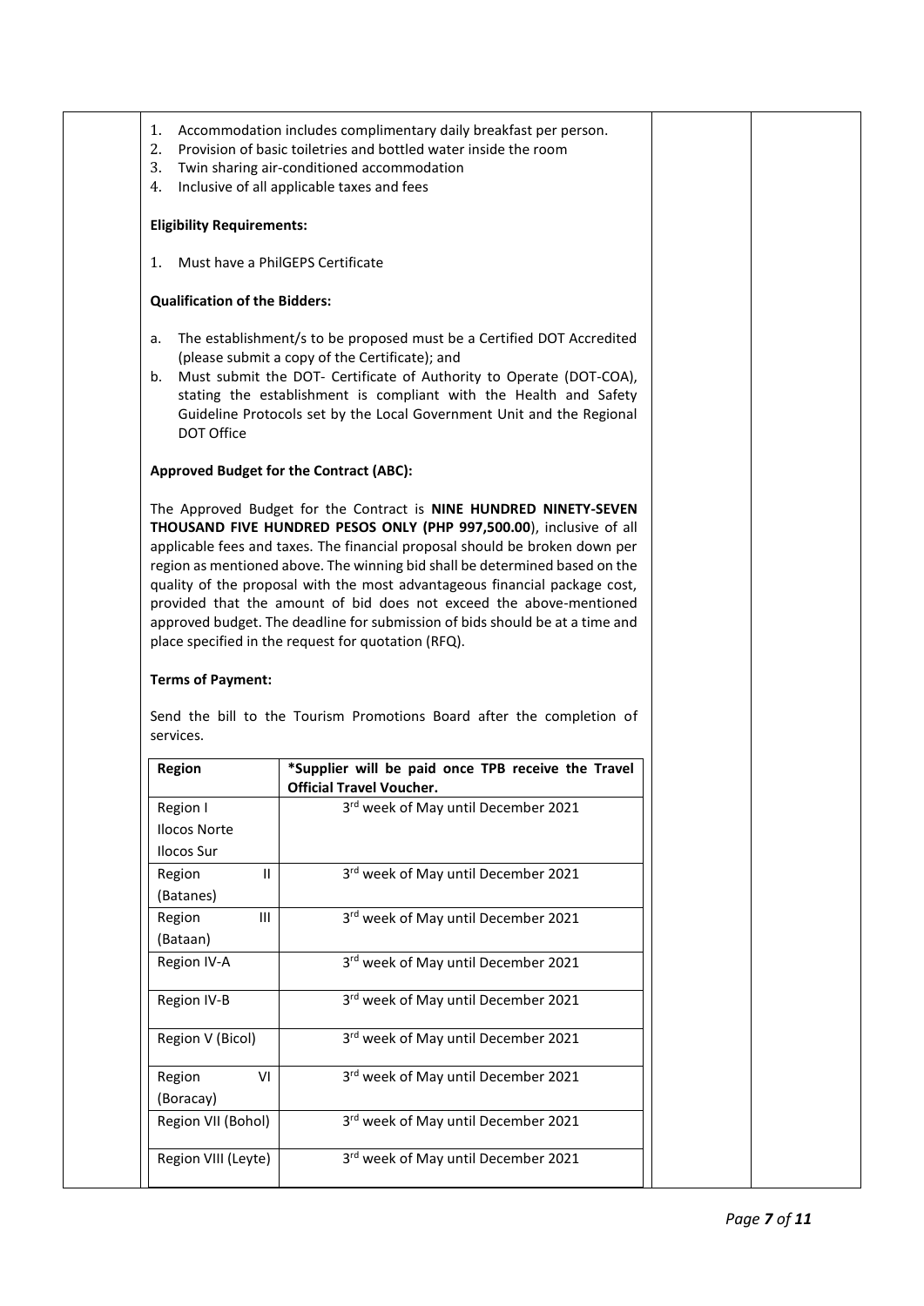1. Accommodation includes complimentary daily breakfast per person.
2. Provision of basic toiletries and bottled water inside the room
3. Twin sharing air-conditioned accommodation
4. Inclusive of all applicable taxes and fees

**Eligibility Requirements:**

1. Must have a PhilGEPS Certificate

**Qualification of the Bidders:**

a. The establishment/s to be proposed must be a Certified DOT Accredited (please submit a copy of the Certificate); and
b. Must submit the DOT- Certificate of Authority to Operate (DOT-COA), stating the establishment is compliant with the Health and Safety Guideline Protocols set by the Local Government Unit and the Regional DOT Office

**Approved Budget for the Contract (ABC):**

The Approved Budget for the Contract is **NINE HUNDRED NINETY-SEVEN THOUSAND FIVE HUNDRED PESOS ONLY (PHP 997,500.00**), inclusive of all applicable fees and taxes. The financial proposal should be broken down per region as mentioned above. The winning bid shall be determined based on the quality of the proposal with the most advantageous financial package cost, provided that the amount of bid does not exceed the above-mentioned approved budget. The deadline for submission of bids should be at a time and place specified in the request for quotation (RFQ).

**Terms of Payment:**

Send the bill to the Tourism Promotions Board after the completion of services.

| Region | *Supplier will be paid once TPB receive the Travel Official Travel Voucher. |
|---|---|
| Region I Ilocos Norte Ilocos Sur | 3rd week of May until December 2021 |
| Region II (Batanes) | 3rd week of May until December 2021 |
| Region III (Bataan) | 3rd week of May until December 2021 |
| Region IV-A | 3rd week of May until December 2021 |
| Region IV-B | 3rd week of May until December 2021 |
| Region V (Bicol) | 3rd week of May until December 2021 |
| Region VI (Boracay) | 3rd week of May until December 2021 |
| Region VII (Bohol) | 3rd week of May until December 2021 |
| Region VIII (Leyte) | 3rd week of May until December 2021 |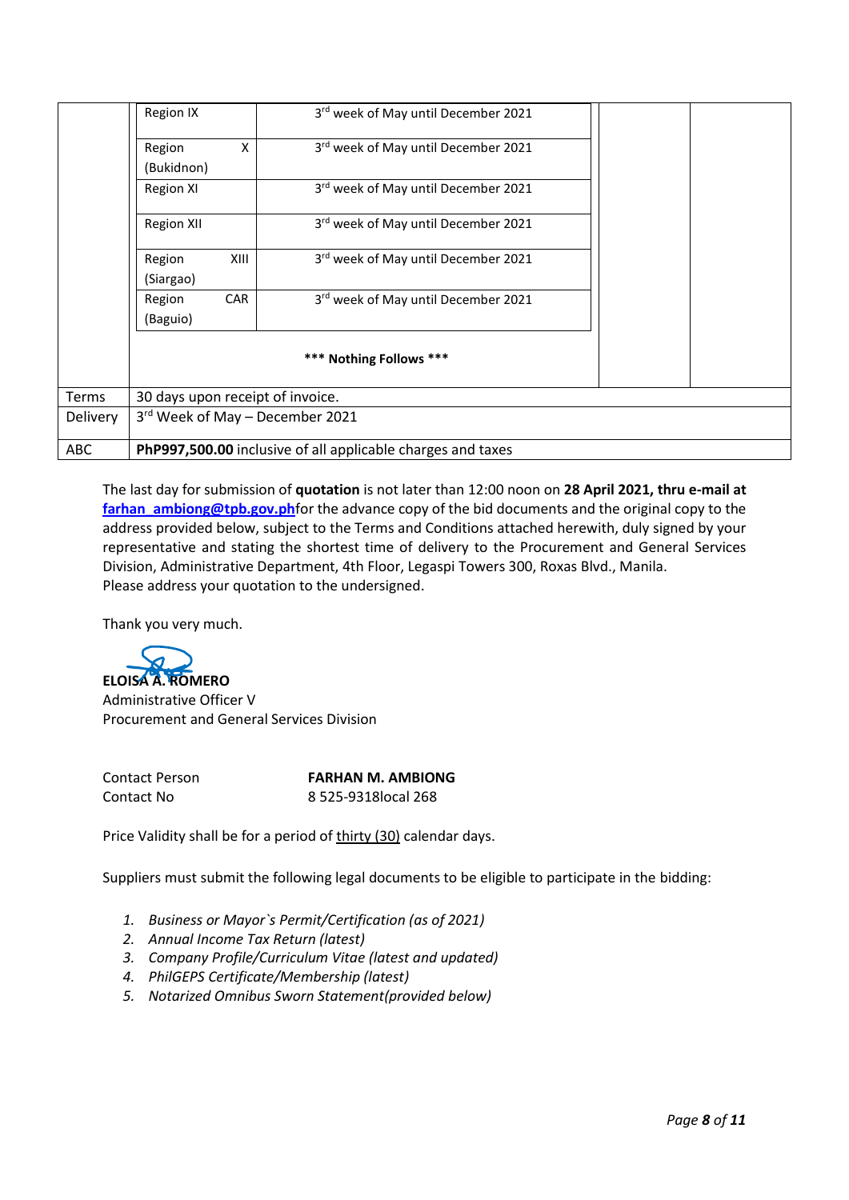| | Region | Schedule | | |
|---|---|---|---|---|
| | Region IX | 3rd week of May until December 2021 | | |
| | Region X (Bukidnon) | 3rd week of May until December 2021 | | |
| | Region XI | 3rd week of May until December 2021 | | |
| | Region XII | 3rd week of May until December 2021 | | |
| | Region XIII (Siargao) | 3rd week of May until December 2021 | | |
| | Region CAR (Baguio) | 3rd week of May until December 2021 | | |
| | **\*\*\* Nothing Follows \*\*\*** | | | |
| Terms | 30 days upon receipt of invoice. | | | |
| Delivery | 3rd Week of May – December 2021 | | | |
| ABC | **PhP997,500.00** inclusive of all applicable charges and taxes | | | |

The last day for submission of **quotation** is not later than 12:00 noon on **28 April 2021, thru e-mail at farhan_ambiong@tpb.gov.ph**for the advance copy of the bid documents and the original copy to the address provided below, subject to the Terms and Conditions attached herewith, duly signed by your representative and stating the shortest time of delivery to the Procurement and General Services Division, Administrative Department, 4th Floor, Legaspi Towers 300, Roxas Blvd., Manila.
Please address your quotation to the undersigned.

Thank you very much.

**ELOISA A. ROMERO**
Administrative Officer V
Procurement and General Services Division

Contact Person **FARHAN M. AMBIONG**
Contact No 8 525-9318local 268

Price Validity shall be for a period of thirty (30) calendar days.

Suppliers must submit the following legal documents to be eligible to participate in the bidding:

1. *Business or Mayor`s Permit/Certification (as of 2021)*
2. *Annual Income Tax Return (latest)*
3. *Company Profile/Curriculum Vitae (latest and updated)*
4. *PhilGEPS Certificate/Membership (latest)*
5. *Notarized Omnibus Sworn Statement(provided below)*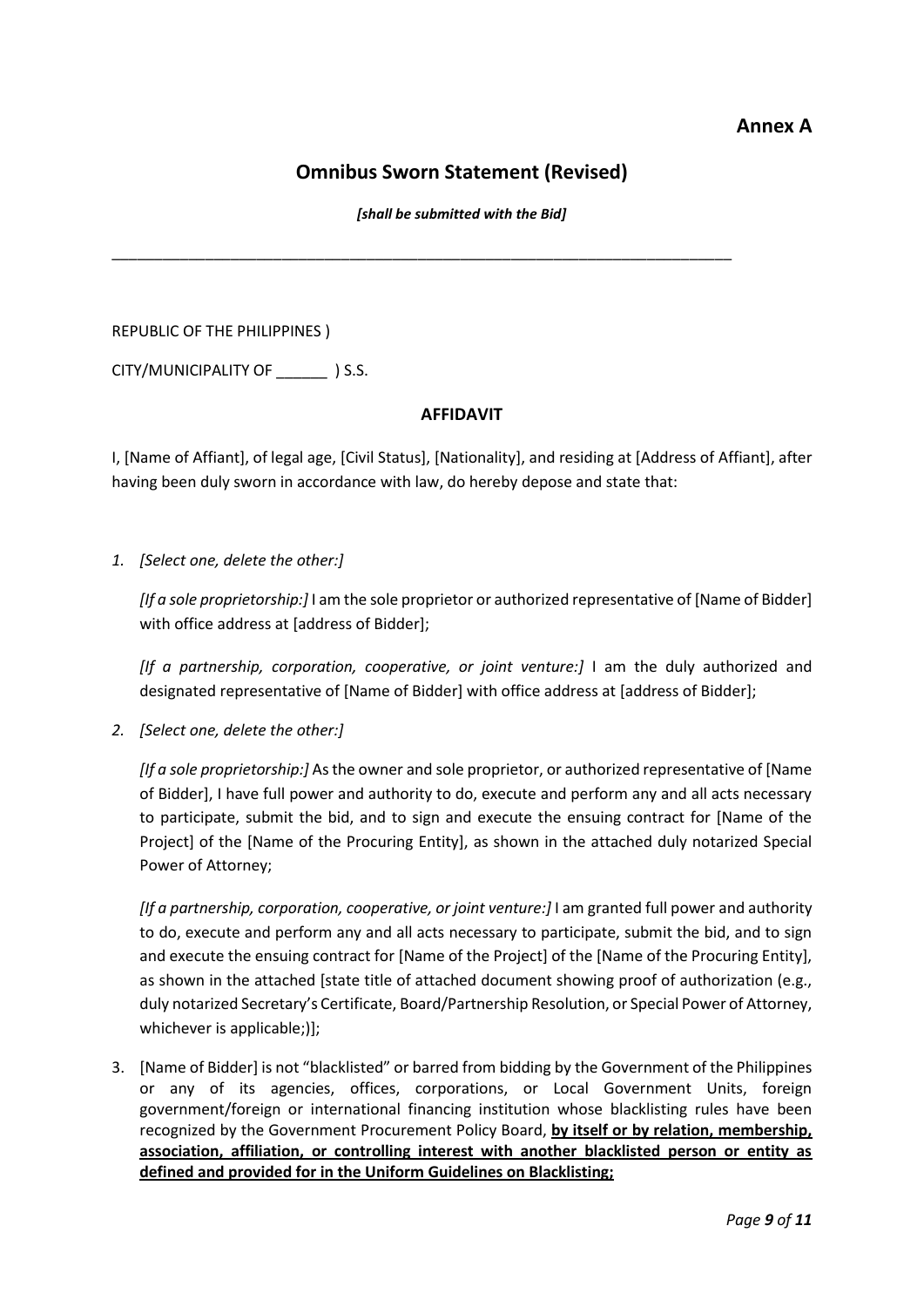**Annex A**

## Omnibus Sworn Statement (Revised)

*[shall be submitted with the Bid]*

---

REPUBLIC OF THE PHILIPPINES )

CITY/MUNICIPALITY OF ______ ) S.S.

### AFFIDAVIT

I, [Name of Affiant], of legal age, [Civil Status], [Nationality], and residing at [Address of Affiant], after having been duly sworn in accordance with law, do hereby depose and state that:

1. *[Select one, delete the other:]*

   *[If a sole proprietorship:]* I am the sole proprietor or authorized representative of [Name of Bidder] with office address at [address of Bidder];

   *[If a partnership, corporation, cooperative, or joint venture:]* I am the duly authorized and designated representative of [Name of Bidder] with office address at [address of Bidder];

2. *[Select one, delete the other:]*

   *[If a sole proprietorship:]* As the owner and sole proprietor, or authorized representative of [Name of Bidder], I have full power and authority to do, execute and perform any and all acts necessary to participate, submit the bid, and to sign and execute the ensuing contract for [Name of the Project] of the [Name of the Procuring Entity], as shown in the attached duly notarized Special Power of Attorney;

   *[If a partnership, corporation, cooperative, or joint venture:]* I am granted full power and authority to do, execute and perform any and all acts necessary to participate, submit the bid, and to sign and execute the ensuing contract for [Name of the Project] of the [Name of the Procuring Entity], as shown in the attached [state title of attached document showing proof of authorization (e.g., duly notarized Secretary's Certificate, Board/Partnership Resolution, or Special Power of Attorney, whichever is applicable;)];

3. [Name of Bidder] is not "blacklisted" or barred from bidding by the Government of the Philippines or any of its agencies, offices, corporations, or Local Government Units, foreign government/foreign or international financing institution whose blacklisting rules have been recognized by the Government Procurement Policy Board, **<u>by itself or by relation, membership, association, affiliation, or controlling interest with another blacklisted person or entity as defined and provided for in the Uniform Guidelines on Blacklisting;</u>**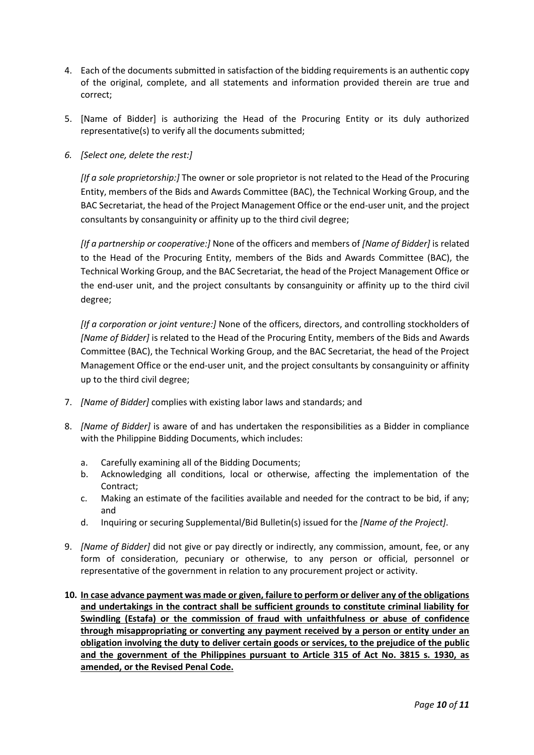4. Each of the documents submitted in satisfaction of the bidding requirements is an authentic copy of the original, complete, and all statements and information provided therein are true and correct;

5. [Name of Bidder] is authorizing the Head of the Procuring Entity or its duly authorized representative(s) to verify all the documents submitted;

6. *[Select one, delete the rest:]*

   *[If a sole proprietorship:]* The owner or sole proprietor is not related to the Head of the Procuring Entity, members of the Bids and Awards Committee (BAC), the Technical Working Group, and the BAC Secretariat, the head of the Project Management Office or the end-user unit, and the project consultants by consanguinity or affinity up to the third civil degree;

   *[If a partnership or cooperative:]* None of the officers and members of *[Name of Bidder]* is related to the Head of the Procuring Entity, members of the Bids and Awards Committee (BAC), the Technical Working Group, and the BAC Secretariat, the head of the Project Management Office or the end-user unit, and the project consultants by consanguinity or affinity up to the third civil degree;

   *[If a corporation or joint venture:]* None of the officers, directors, and controlling stockholders of *[Name of Bidder]* is related to the Head of the Procuring Entity, members of the Bids and Awards Committee (BAC), the Technical Working Group, and the BAC Secretariat, the head of the Project Management Office or the end-user unit, and the project consultants by consanguinity or affinity up to the third civil degree;

7. *[Name of Bidder]* complies with existing labor laws and standards; and

8. *[Name of Bidder]* is aware of and has undertaken the responsibilities as a Bidder in compliance with the Philippine Bidding Documents, which includes:

   a. Carefully examining all of the Bidding Documents;
   b. Acknowledging all conditions, local or otherwise, affecting the implementation of the Contract;
   c. Making an estimate of the facilities available and needed for the contract to be bid, if any; and
   d. Inquiring or securing Supplemental/Bid Bulletin(s) issued for the *[Name of the Project]*.

9. *[Name of Bidder]* did not give or pay directly or indirectly, any commission, amount, fee, or any form of consideration, pecuniary or otherwise, to any person or official, personnel or representative of the government in relation to any procurement project or activity.

10. **<u>In case advance payment was made or given, failure to perform or deliver any of the obligations and undertakings in the contract shall be sufficient grounds to constitute criminal liability for Swindling (Estafa) or the commission of fraud with unfaithfulness or abuse of confidence through misappropriating or converting any payment received by a person or entity under an obligation involving the duty to deliver certain goods or services, to the prejudice of the public and the government of the Philippines pursuant to Article 315 of Act No. 3815 s. 1930, as amended, or the Revised Penal Code.</u>**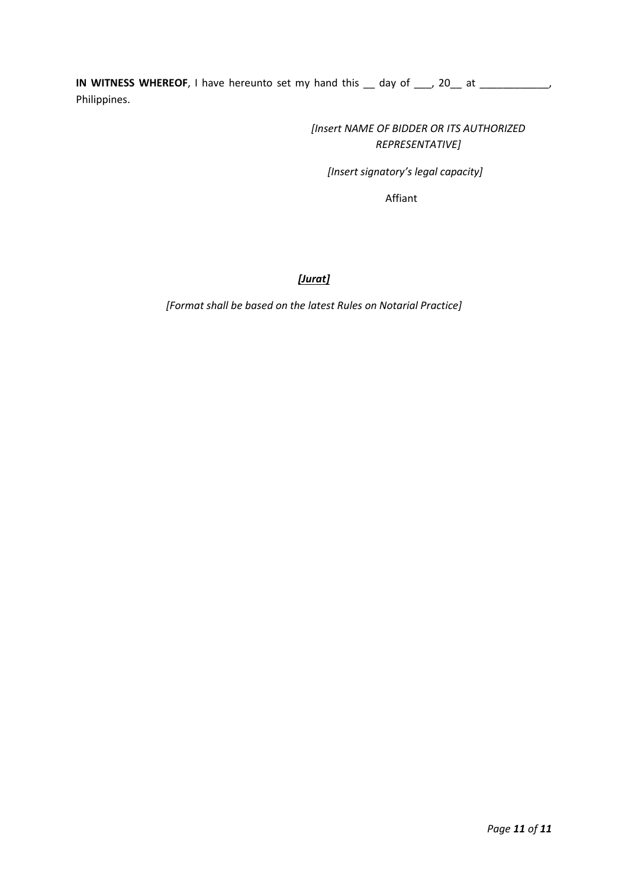**IN WITNESS WHEREOF**, I have hereunto set my hand this __ day of ___, 20__ at ____________, Philippines.

*[Insert NAME OF BIDDER OR ITS AUTHORIZED REPRESENTATIVE]*

*[Insert signatory's legal capacity]*

Affiant

***[Jurat]***

*[Format shall be based on the latest Rules on Notarial Practice]*